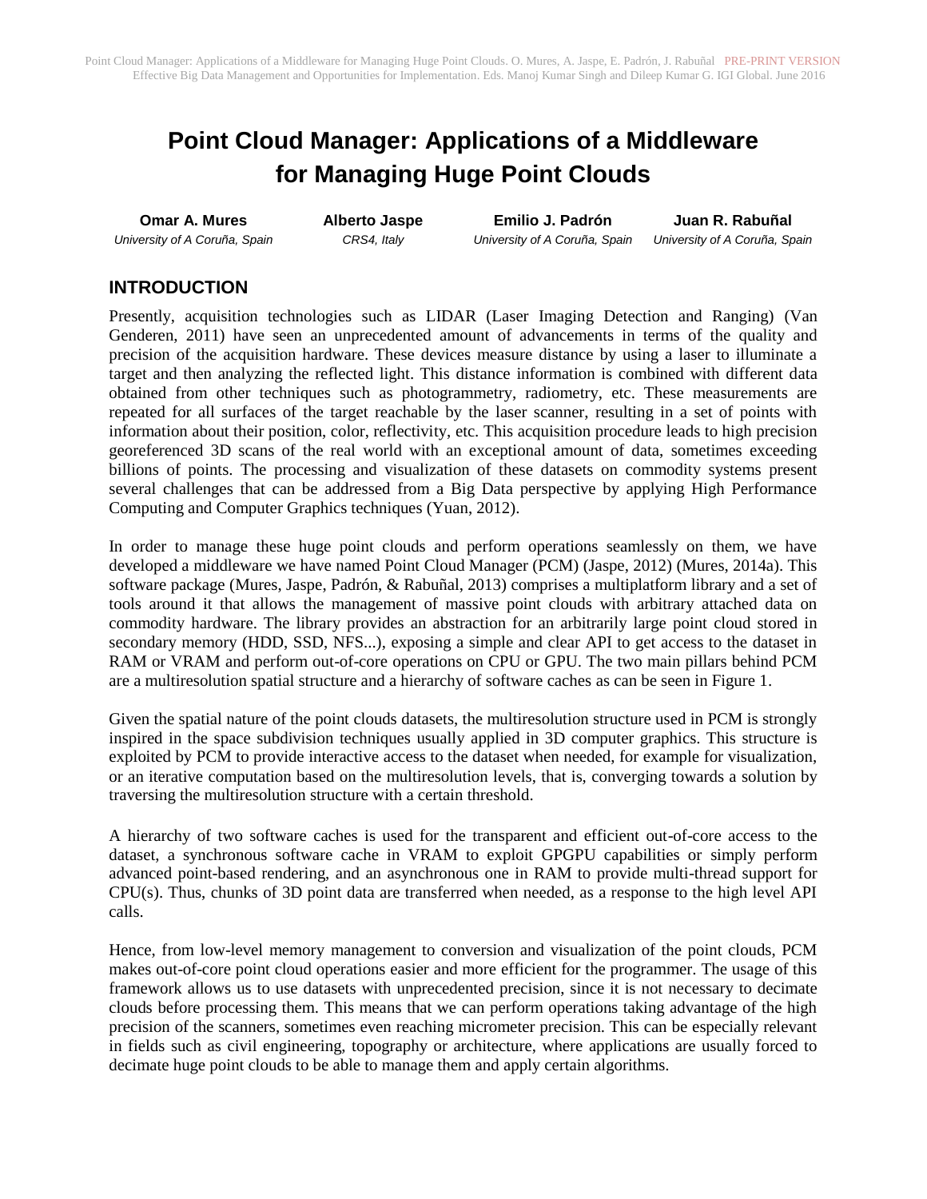# Point Cloud Manager: Applications of a Middleware for Managing Huge Point Clouds

**Omar A. Mures**
*University of A Coruña, Spain*

**Alberto Jaspe**
*CRS4, Italy*

**Emilio J. Padrón**
*University of A Coruña, Spain*

**Juan R. Rabuñal**
*University of A Coruña, Spain*

## INTRODUCTION

Presently, acquisition technologies such as LIDAR (Laser Imaging Detection and Ranging) (Van Genderen, 2011) have seen an unprecedented amount of advancements in terms of the quality and precision of the acquisition hardware. These devices measure distance by using a laser to illuminate a target and then analyzing the reflected light. This distance information is combined with different data obtained from other techniques such as photogrammetry, radiometry, etc. These measurements are repeated for all surfaces of the target reachable by the laser scanner, resulting in a set of points with information about their position, color, reflectivity, etc. This acquisition procedure leads to high precision georeferenced 3D scans of the real world with an exceptional amount of data, sometimes exceeding billions of points. The processing and visualization of these datasets on commodity systems present several challenges that can be addressed from a Big Data perspective by applying High Performance Computing and Computer Graphics techniques (Yuan, 2012).

In order to manage these huge point clouds and perform operations seamlessly on them, we have developed a middleware we have named Point Cloud Manager (PCM) (Jaspe, 2012) (Mures, 2014a). This software package (Mures, Jaspe, Padrón, & Rabuñal, 2013) comprises a multiplatform library and a set of tools around it that allows the management of massive point clouds with arbitrary attached data on commodity hardware. The library provides an abstraction for an arbitrarily large point cloud stored in secondary memory (HDD, SSD, NFS...), exposing a simple and clear API to get access to the dataset in RAM or VRAM and perform out-of-core operations on CPU or GPU. The two main pillars behind PCM are a multiresolution spatial structure and a hierarchy of software caches as can be seen in Figure 1.

Given the spatial nature of the point clouds datasets, the multiresolution structure used in PCM is strongly inspired in the space subdivision techniques usually applied in 3D computer graphics. This structure is exploited by PCM to provide interactive access to the dataset when needed, for example for visualization, or an iterative computation based on the multiresolution levels, that is, converging towards a solution by traversing the multiresolution structure with a certain threshold.

A hierarchy of two software caches is used for the transparent and efficient out-of-core access to the dataset, a synchronous software cache in VRAM to exploit GPGPU capabilities or simply perform advanced point-based rendering, and an asynchronous one in RAM to provide multi-thread support for CPU(s). Thus, chunks of 3D point data are transferred when needed, as a response to the high level API calls.

Hence, from low-level memory management to conversion and visualization of the point clouds, PCM makes out-of-core point cloud operations easier and more efficient for the programmer. The usage of this framework allows us to use datasets with unprecedented precision, since it is not necessary to decimate clouds before processing them. This means that we can perform operations taking advantage of the high precision of the scanners, sometimes even reaching micrometer precision. This can be especially relevant in fields such as civil engineering, topography or architecture, where applications are usually forced to decimate huge point clouds to be able to manage them and apply certain algorithms.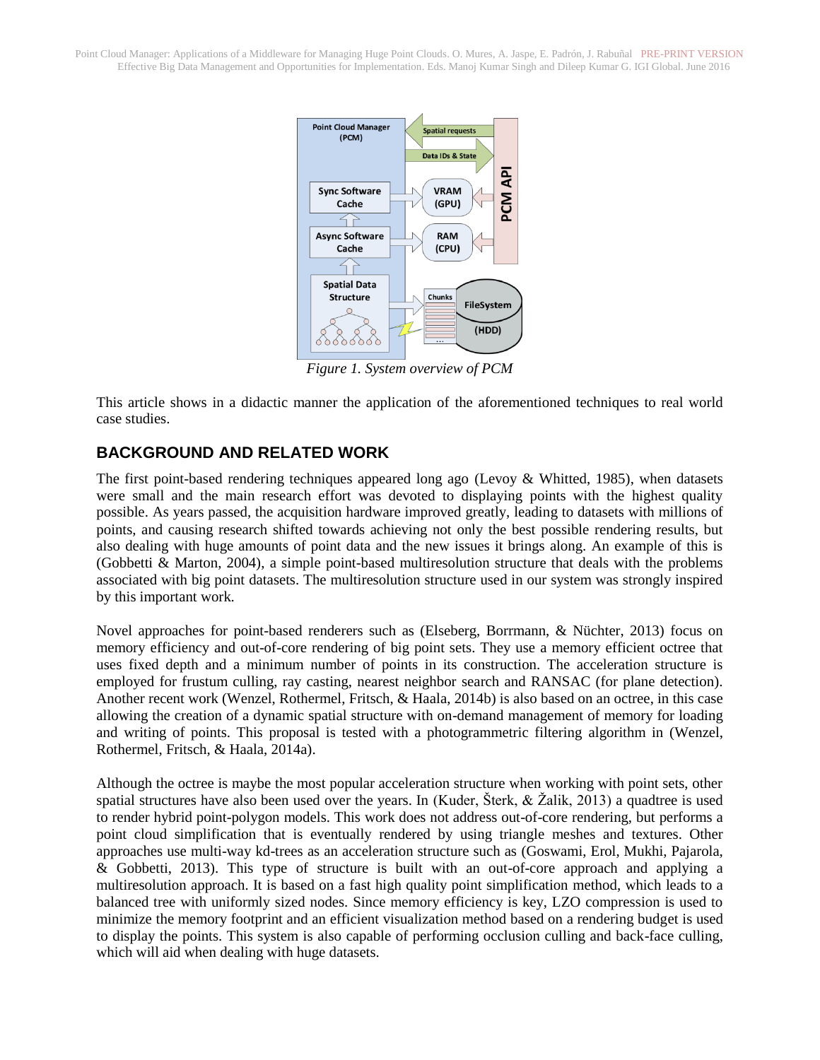*Figure 1. System overview of PCM*

This article shows in a didactic manner the application of the aforementioned techniques to real world case studies.

## BACKGROUND AND RELATED WORK

The first point-based rendering techniques appeared long ago (Levoy & Whitted, 1985), when datasets were small and the main research effort was devoted to displaying points with the highest quality possible. As years passed, the acquisition hardware improved greatly, leading to datasets with millions of points, and causing research shifted towards achieving not only the best possible rendering results, but also dealing with huge amounts of point data and the new issues it brings along. An example of this is (Gobbetti & Marton, 2004), a simple point-based multiresolution structure that deals with the problems associated with big point datasets. The multiresolution structure used in our system was strongly inspired by this important work.

Novel approaches for point-based renderers such as (Elseberg, Borrmann, & Nüchter, 2013) focus on memory efficiency and out-of-core rendering of big point sets. They use a memory efficient octree that uses fixed depth and a minimum number of points in its construction. The acceleration structure is employed for frustum culling, ray casting, nearest neighbor search and RANSAC (for plane detection). Another recent work (Wenzel, Rothermel, Fritsch, & Haala, 2014b) is also based on an octree, in this case allowing the creation of a dynamic spatial structure with on-demand management of memory for loading and writing of points. This proposal is tested with a photogrammetric filtering algorithm in (Wenzel, Rothermel, Fritsch, & Haala, 2014a).

Although the octree is maybe the most popular acceleration structure when working with point sets, other spatial structures have also been used over the years. In (Kuder, Šterk, & Žalik, 2013) a quadtree is used to render hybrid point-polygon models. This work does not address out-of-core rendering, but performs a point cloud simplification that is eventually rendered by using triangle meshes and textures. Other approaches use multi-way kd-trees as an acceleration structure such as (Goswami, Erol, Mukhi, Pajarola, & Gobbetti, 2013). This type of structure is built with an out-of-core approach and applying a multiresolution approach. It is based on a fast high quality point simplification method, which leads to a balanced tree with uniformly sized nodes. Since memory efficiency is key, LZO compression is used to minimize the memory footprint and an efficient visualization method based on a rendering budget is used to display the points. This system is also capable of performing occlusion culling and back-face culling, which will aid when dealing with huge datasets.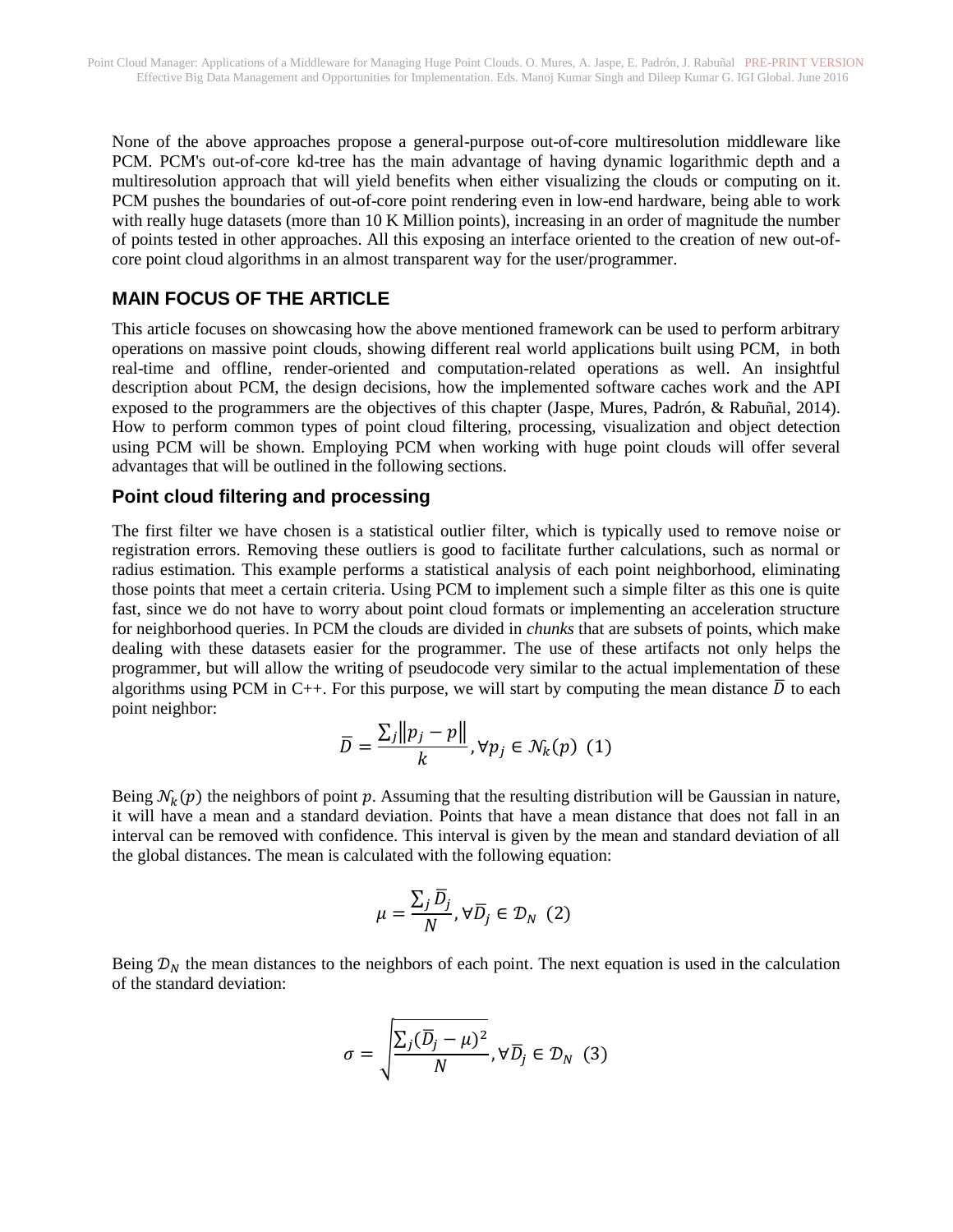None of the above approaches propose a general-purpose out-of-core multiresolution middleware like PCM. PCM's out-of-core kd-tree has the main advantage of having dynamic logarithmic depth and a multiresolution approach that will yield benefits when either visualizing the clouds or computing on it. PCM pushes the boundaries of out-of-core point rendering even in low-end hardware, being able to work with really huge datasets (more than 10 K Million points), increasing in an order of magnitude the number of points tested in other approaches. All this exposing an interface oriented to the creation of new out-of-core point cloud algorithms in an almost transparent way for the user/programmer.

## MAIN FOCUS OF THE ARTICLE

This article focuses on showcasing how the above mentioned framework can be used to perform arbitrary operations on massive point clouds, showing different real world applications built using PCM, in both real-time and offline, render-oriented and computation-related operations as well. An insightful description about PCM, the design decisions, how the implemented software caches work and the API exposed to the programmers are the objectives of this chapter (Jaspe, Mures, Padrón, & Rabuñal, 2014). How to perform common types of point cloud filtering, processing, visualization and object detection using PCM will be shown. Employing PCM when working with huge point clouds will offer several advantages that will be outlined in the following sections.

### Point cloud filtering and processing

The first filter we have chosen is a statistical outlier filter, which is typically used to remove noise or registration errors. Removing these outliers is good to facilitate further calculations, such as normal or radius estimation. This example performs a statistical analysis of each point neighborhood, eliminating those points that meet a certain criteria. Using PCM to implement such a simple filter as this one is quite fast, since we do not have to worry about point cloud formats or implementing an acceleration structure for neighborhood queries. In PCM the clouds are divided in *chunks* that are subsets of points, which make dealing with these datasets easier for the programmer. The use of these artifacts not only helps the programmer, but will allow the writing of pseudocode very similar to the actual implementation of these algorithms using PCM in C++. For this purpose, we will start by computing the mean distance $\overline{D}$ to each point neighbor:

$$\overline{D} = \frac{\sum_j \left\| p_j - p \right\|}{k}, \forall p_j \in \mathcal{N}_k(p) \ \ (1)$$

Being $\mathcal{N}_k(p)$ the neighbors of point $p$. Assuming that the resulting distribution will be Gaussian in nature, it will have a mean and a standard deviation. Points that have a mean distance that does not fall in an interval can be removed with confidence. This interval is given by the mean and standard deviation of all the global distances. The mean is calculated with the following equation:

$$\mu = \frac{\sum_j \overline{D}_j}{N}, \forall \overline{D}_j \in \mathcal{D}_N \ \ (2)$$

Being $\mathcal{D}_N$ the mean distances to the neighbors of each point. The next equation is used in the calculation of the standard deviation:

$$\sigma = \sqrt{\frac{\sum_j (\overline{D}_j - \mu)^2}{N}}, \forall \overline{D}_j \in \mathcal{D}_N \ \ (3)$$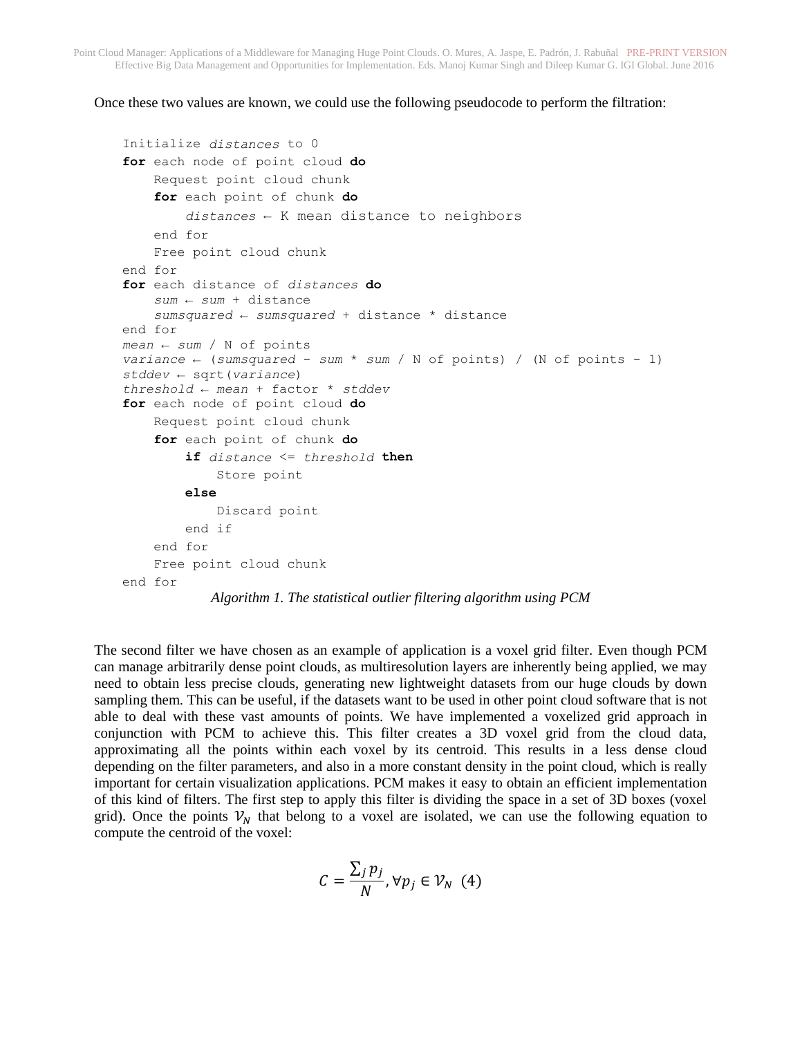Once these two values are known, we could use the following pseudocode to perform the filtration:

```
Initialize distances to 0
for each node of point cloud do
    Request point cloud chunk
    for each point of chunk do
        distances ← K mean distance to neighbors
    end for
    Free point cloud chunk
end for
for each distance of distances do
    sum ← sum + distance
    sumsquared ← sumsquared + distance * distance
end for
mean ← sum / N of points
variance ← (sumsquared - sum * sum / N of points) / (N of points - 1)
stddev ← sqrt(variance)
threshold ← mean + factor * stddev
for each node of point cloud do
    Request point cloud chunk
    for each point of chunk do
        if distance <= threshold then
            Store point
        else
            Discard point
        end if
    end for
    Free point cloud chunk
end for
```

*Algorithm 1. The statistical outlier filtering algorithm using PCM*

The second filter we have chosen as an example of application is a voxel grid filter. Even though PCM can manage arbitrarily dense point clouds, as multiresolution layers are inherently being applied, we may need to obtain less precise clouds, generating new lightweight datasets from our huge clouds by down sampling them. This can be useful, if the datasets want to be used in other point cloud software that is not able to deal with these vast amounts of points. We have implemented a voxelized grid approach in conjunction with PCM to achieve this. This filter creates a 3D voxel grid from the cloud data, approximating all the points within each voxel by its centroid. This results in a less dense cloud depending on the filter parameters, and also in a more constant density in the point cloud, which is really important for certain visualization applications. PCM makes it easy to obtain an efficient implementation of this kind of filters. The first step to apply this filter is dividing the space in a set of 3D boxes (voxel grid). Once the points $\mathcal{V}_N$ that belong to a voxel are isolated, we can use the following equation to compute the centroid of the voxel:

$$C = \frac{\sum_j p_j}{N}, \forall p_j \in \mathcal{V}_N \quad (4)$$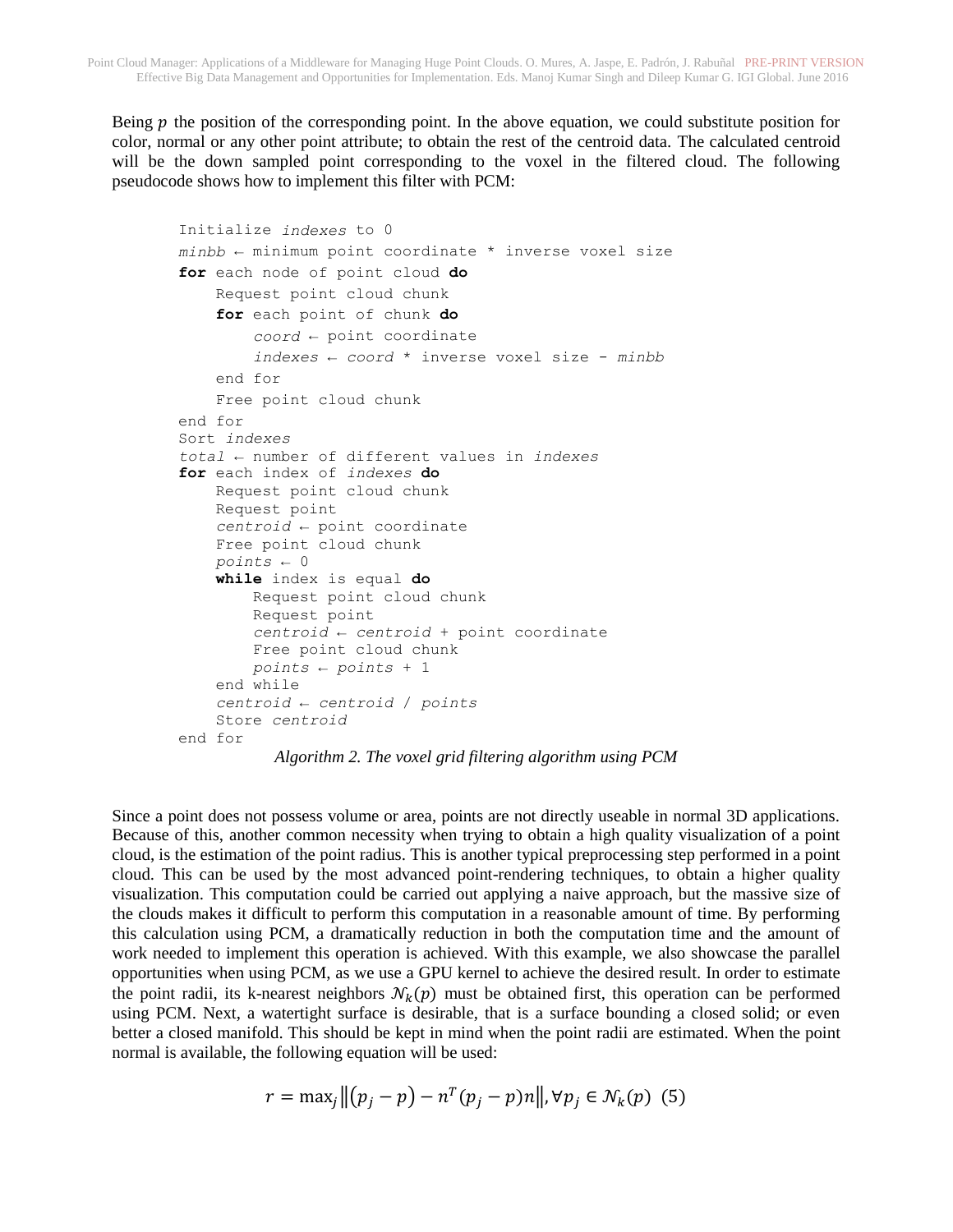Being $p$ the position of the corresponding point. In the above equation, we could substitute position for color, normal or any other point attribute; to obtain the rest of the centroid data. The calculated centroid will be the down sampled point corresponding to the voxel in the filtered cloud. The following pseudocode shows how to implement this filter with PCM:

```
Initialize indexes to 0
minbb ← minimum point coordinate * inverse voxel size
for each node of point cloud do
    Request point cloud chunk
    for each point of chunk do
        coord ← point coordinate
        indexes ← coord * inverse voxel size - minbb
    end for
    Free point cloud chunk
end for
Sort indexes
total ← number of different values in indexes
for each index of indexes do
    Request point cloud chunk
    Request point
    centroid ← point coordinate
    Free point cloud chunk
    points ← 0
    while index is equal do
        Request point cloud chunk
        Request point
        centroid ← centroid + point coordinate
        Free point cloud chunk
        points ← points + 1
    end while
    centroid ← centroid / points
    Store centroid
end for
```

*Algorithm 2. The voxel grid filtering algorithm using PCM*

Since a point does not possess volume or area, points are not directly useable in normal 3D applications. Because of this, another common necessity when trying to obtain a high quality visualization of a point cloud, is the estimation of the point radius. This is another typical preprocessing step performed in a point cloud. This can be used by the most advanced point-rendering techniques, to obtain a higher quality visualization. This computation could be carried out applying a naive approach, but the massive size of the clouds makes it difficult to perform this computation in a reasonable amount of time. By performing this calculation using PCM, a dramatically reduction in both the computation time and the amount of work needed to implement this operation is achieved. With this example, we also showcase the parallel opportunities when using PCM, as we use a GPU kernel to achieve the desired result. In order to estimate the point radii, its k-nearest neighbors $\mathcal{N}_k(p)$ must be obtained first, this operation can be performed using PCM. Next, a watertight surface is desirable, that is a surface bounding a closed solid; or even better a closed manifold. This should be kept in mind when the point radii are estimated. When the point normal is available, the following equation will be used:

$$r = \max_j \left\| (p_j - p) - n^T (p_j - p) n \right\|, \forall p_j \in \mathcal{N}_k(p) \quad (5)$$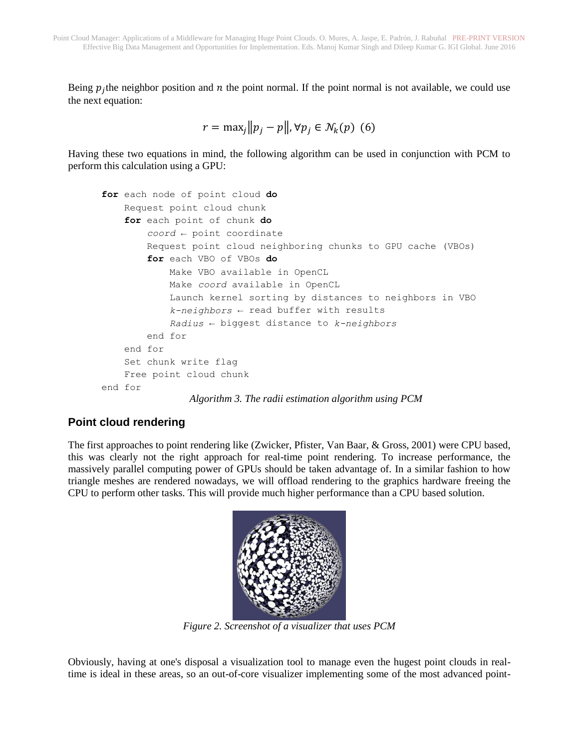Being $p_j$ the neighbor position and $n$ the point normal. If the point normal is not available, we could use the next equation:

$$r = \max_j \|p_j - p\|, \forall p_j \in \mathcal{N}_k(p) \quad (6)$$

Having these two equations in mind, the following algorithm can be used in conjunction with PCM to perform this calculation using a GPU:

```
for each node of point cloud do
    Request point cloud chunk
    for each point of chunk do
        coord ← point coordinate
        Request point cloud neighboring chunks to GPU cache (VBOs)
        for each VBO of VBOs do
            Make VBO available in OpenCL
            Make coord available in OpenCL
            Launch kernel sorting by distances to neighbors in VBO
            k-neighbors ← read buffer with results
            Radius ← biggest distance to k-neighbors
        end for
    end for
    Set chunk write flag
    Free point cloud chunk
end for
```

*Algorithm 3. The radii estimation algorithm using PCM*

## Point cloud rendering

The first approaches to point rendering like (Zwicker, Pfister, Van Baar, & Gross, 2001) were CPU based, this was clearly not the right approach for real-time point rendering. To increase performance, the massively parallel computing power of GPUs should be taken advantage of. In a similar fashion to how triangle meshes are rendered nowadays, we will offload rendering to the graphics hardware freeing the CPU to perform other tasks. This will provide much higher performance than a CPU based solution.

*Figure 2. Screenshot of a visualizer that uses PCM*

Obviously, having at one's disposal a visualization tool to manage even the hugest point clouds in real-time is ideal in these areas, so an out-of-core visualizer implementing some of the most advanced point-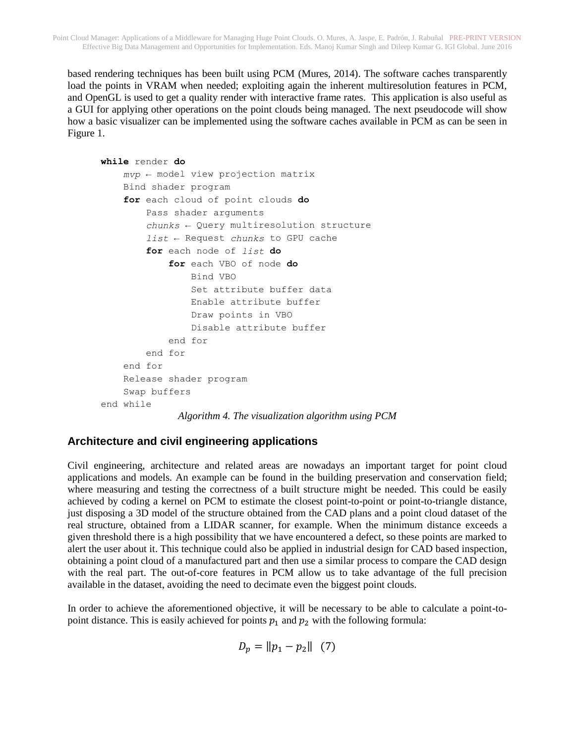based rendering techniques has been built using PCM (Mures, 2014). The software caches transparently load the points in VRAM when needed; exploiting again the inherent multiresolution features in PCM, and OpenGL is used to get a quality render with interactive frame rates. This application is also useful as a GUI for applying other operations on the point clouds being managed. The next pseudocode will show how a basic visualizer can be implemented using the software caches available in PCM as can be seen in Figure 1.

```
while render do
    mvp ← model view projection matrix
    Bind shader program
    for each cloud of point clouds do
        Pass shader arguments
        chunks ← Query multiresolution structure
        list ← Request chunks to GPU cache
        for each node of list do
            for each VBO of node do
                Bind VBO
                Set attribute buffer data
                Enable attribute buffer
                Draw points in VBO
                Disable attribute buffer
            end for
        end for
    end for
    Release shader program
    Swap buffers
end while
```

*Algorithm 4. The visualization algorithm using PCM*

## Architecture and civil engineering applications

Civil engineering, architecture and related areas are nowadays an important target for point cloud applications and models. An example can be found in the building preservation and conservation field; where measuring and testing the correctness of a built structure might be needed. This could be easily achieved by coding a kernel on PCM to estimate the closest point-to-point or point-to-triangle distance, just disposing a 3D model of the structure obtained from the CAD plans and a point cloud dataset of the real structure, obtained from a LIDAR scanner, for example. When the minimum distance exceeds a given threshold there is a high possibility that we have encountered a defect, so these points are marked to alert the user about it. This technique could also be applied in industrial design for CAD based inspection, obtaining a point cloud of a manufactured part and then use a similar process to compare the CAD design with the real part. The out-of-core features in PCM allow us to take advantage of the full precision available in the dataset, avoiding the need to decimate even the biggest point clouds.

In order to achieve the aforementioned objective, it will be necessary to be able to calculate a point-to-point distance. This is easily achieved for points $p_1$ and $p_2$ with the following formula:

$$D_p = \|p_1 - p_2\| \quad (7)$$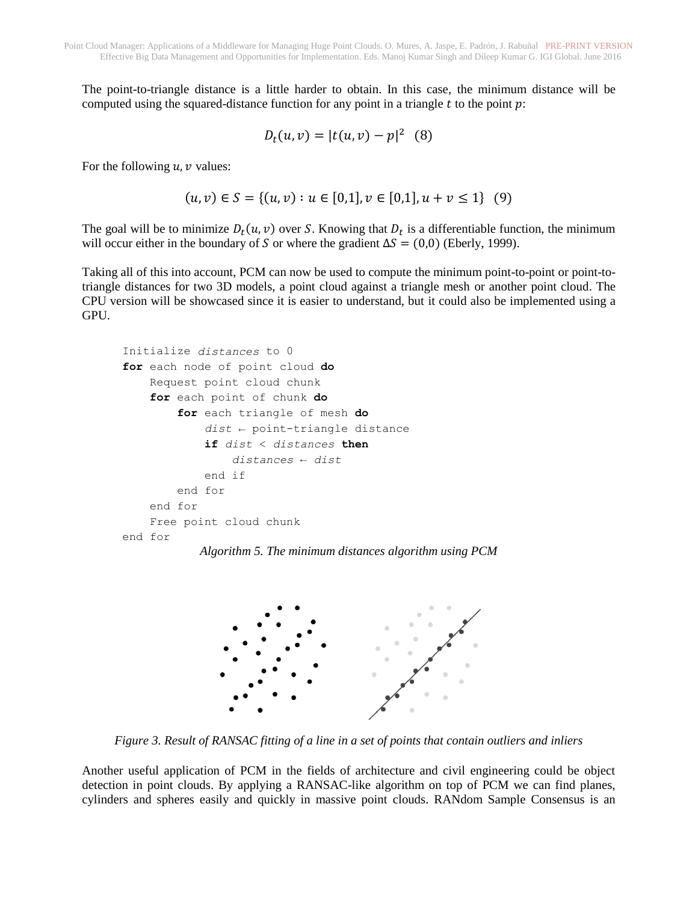The point-to-triangle distance is a little harder to obtain. In this case, the minimum distance will be computed using the squared-distance function for any point in a triangle $t$ to the point $p$:

$$D_t(u, v) = |t(u, v) - p|^2 \quad (8)$$

For the following $u, v$ values:

$$(u, v) \in S = \{(u, v) : u \in [0,1], v \in [0,1], u + v \leq 1\} \quad (9)$$

The goal will be to minimize $D_t(u, v)$ over $S$. Knowing that $D_t$ is a differentiable function, the minimum will occur either in the boundary of $S$ or where the gradient $\Delta S = (0,0)$ (Eberly, 1999).

Taking all of this into account, PCM can now be used to compute the minimum point-to-point or point-to-triangle distances for two 3D models, a point cloud against a triangle mesh or another point cloud. The CPU version will be showcased since it is easier to understand, but it could also be implemented using a GPU.

```
Initialize distances to 0
for each node of point cloud do
    Request point cloud chunk
    for each point of chunk do
        for each triangle of mesh do
            dist ← point-triangle distance
            if dist < distances then
                distances ← dist
            end if
        end for
    end for
    Free point cloud chunk
end for
```

*Algorithm 5. The minimum distances algorithm using PCM*

*Figure 3. Result of RANSAC fitting of a line in a set of points that contain outliers and inliers*

Another useful application of PCM in the fields of architecture and civil engineering could be object detection in point clouds. By applying a RANSAC-like algorithm on top of PCM we can find planes, cylinders and spheres easily and quickly in massive point clouds. RANdom Sample Consensus is an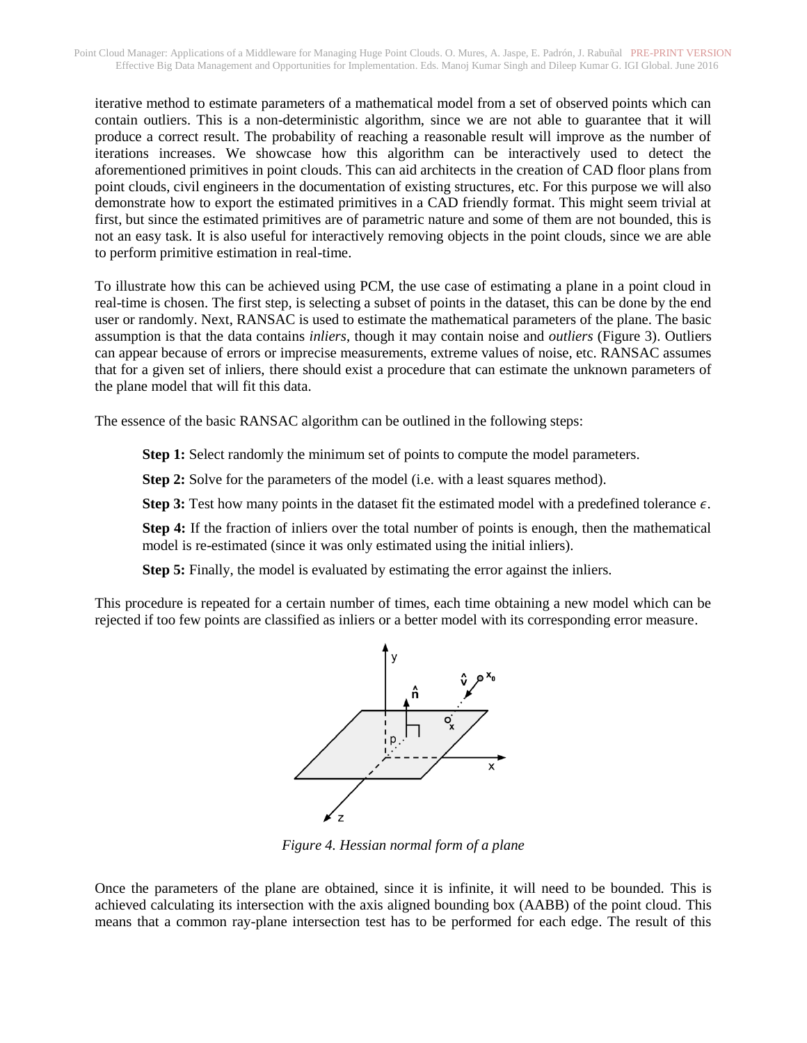iterative method to estimate parameters of a mathematical model from a set of observed points which can contain outliers. This is a non-deterministic algorithm, since we are not able to guarantee that it will produce a correct result. The probability of reaching a reasonable result will improve as the number of iterations increases. We showcase how this algorithm can be interactively used to detect the aforementioned primitives in point clouds. This can aid architects in the creation of CAD floor plans from point clouds, civil engineers in the documentation of existing structures, etc. For this purpose we will also demonstrate how to export the estimated primitives in a CAD friendly format. This might seem trivial at first, but since the estimated primitives are of parametric nature and some of them are not bounded, this is not an easy task. It is also useful for interactively removing objects in the point clouds, since we are able to perform primitive estimation in real-time.

To illustrate how this can be achieved using PCM, the use case of estimating a plane in a point cloud in real-time is chosen. The first step, is selecting a subset of points in the dataset, this can be done by the end user or randomly. Next, RANSAC is used to estimate the mathematical parameters of the plane. The basic assumption is that the data contains *inliers*, though it may contain noise and *outliers* (Figure 3). Outliers can appear because of errors or imprecise measurements, extreme values of noise, etc. RANSAC assumes that for a given set of inliers, there should exist a procedure that can estimate the unknown parameters of the plane model that will fit this data.

The essence of the basic RANSAC algorithm can be outlined in the following steps:

**Step 1:** Select randomly the minimum set of points to compute the model parameters.

**Step 2:** Solve for the parameters of the model (i.e. with a least squares method).

**Step 3:** Test how many points in the dataset fit the estimated model with a predefined tolerance $\epsilon$.

**Step 4:** If the fraction of inliers over the total number of points is enough, then the mathematical model is re-estimated (since it was only estimated using the initial inliers).

**Step 5:** Finally, the model is evaluated by estimating the error against the inliers.

This procedure is repeated for a certain number of times, each time obtaining a new model which can be rejected if too few points are classified as inliers or a better model with its corresponding error measure.

*Figure 4. Hessian normal form of a plane*

Once the parameters of the plane are obtained, since it is infinite, it will need to be bounded. This is achieved calculating its intersection with the axis aligned bounding box (AABB) of the point cloud. This means that a common ray-plane intersection test has to be performed for each edge. The result of this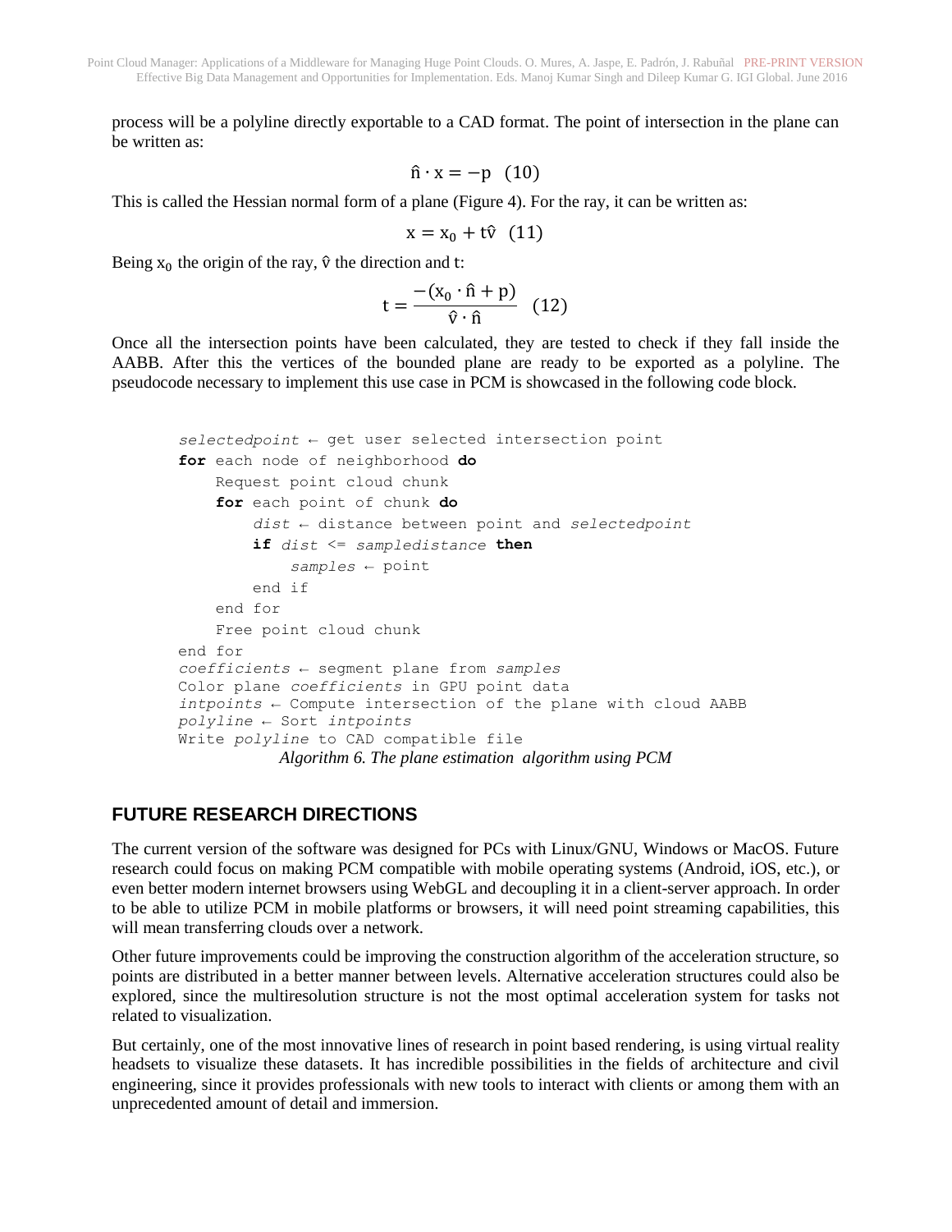process will be a polyline directly exportable to a CAD format. The point of intersection in the plane can be written as:

$$\hat{n} \cdot x = -p \quad (10)$$

This is called the Hessian normal form of a plane (Figure 4). For the ray, it can be written as:

$$x = x_0 + t\hat{v} \quad (11)$$

Being $x_0$ the origin of the ray, $\hat{v}$ the direction and t:

$$t = \frac{-(x_0 \cdot \hat{n} + p)}{\hat{v} \cdot \hat{n}} \quad (12)$$

Once all the intersection points have been calculated, they are tested to check if they fall inside the AABB. After this the vertices of the bounded plane are ready to be exported as a polyline. The pseudocode necessary to implement this use case in PCM is showcased in the following code block.

```
selectedpoint ← get user selected intersection point
for each node of neighborhood do
    Request point cloud chunk
    for each point of chunk do
        dist ← distance between point and selectedpoint
        if dist <= sampledistance then
            samples ← point
        end if
    end for
    Free point cloud chunk
end for
coefficients ← segment plane from samples
Color plane coefficients in GPU point data
intpoints ← Compute intersection of the plane with cloud AABB
polyline ← Sort intpoints
Write polyline to CAD compatible file
```

*Algorithm 6. The plane estimation algorithm using PCM*

## FUTURE RESEARCH DIRECTIONS

The current version of the software was designed for PCs with Linux/GNU, Windows or MacOS. Future research could focus on making PCM compatible with mobile operating systems (Android, iOS, etc.), or even better modern internet browsers using WebGL and decoupling it in a client-server approach. In order to be able to utilize PCM in mobile platforms or browsers, it will need point streaming capabilities, this will mean transferring clouds over a network.

Other future improvements could be improving the construction algorithm of the acceleration structure, so points are distributed in a better manner between levels. Alternative acceleration structures could also be explored, since the multiresolution structure is not the most optimal acceleration system for tasks not related to visualization.

But certainly, one of the most innovative lines of research in point based rendering, is using virtual reality headsets to visualize these datasets. It has incredible possibilities in the fields of architecture and civil engineering, since it provides professionals with new tools to interact with clients or among them with an unprecedented amount of detail and immersion.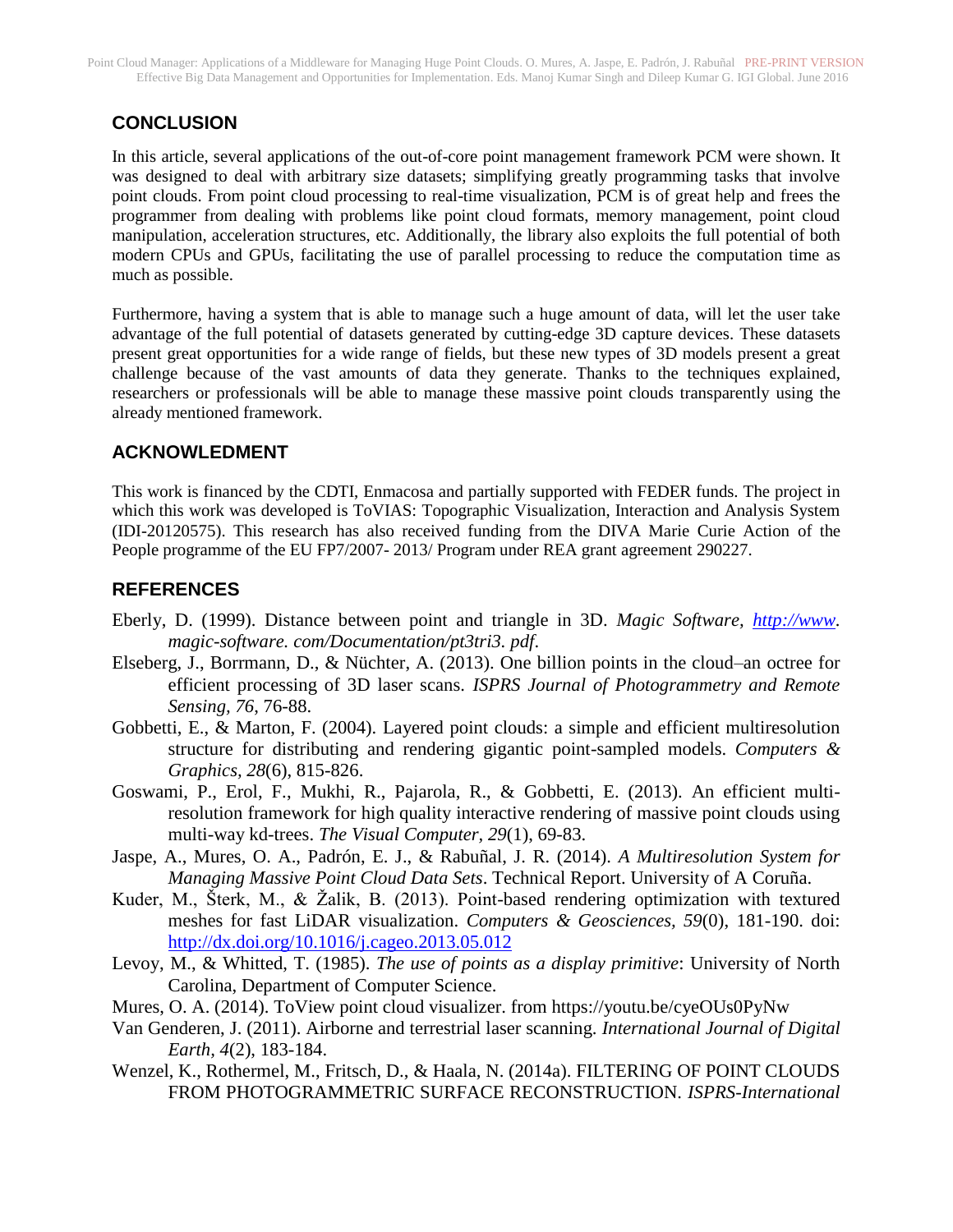## CONCLUSION

In this article, several applications of the out-of-core point management framework PCM were shown. It was designed to deal with arbitrary size datasets; simplifying greatly programming tasks that involve point clouds. From point cloud processing to real-time visualization, PCM is of great help and frees the programmer from dealing with problems like point cloud formats, memory management, point cloud manipulation, acceleration structures, etc. Additionally, the library also exploits the full potential of both modern CPUs and GPUs, facilitating the use of parallel processing to reduce the computation time as much as possible.

Furthermore, having a system that is able to manage such a huge amount of data, will let the user take advantage of the full potential of datasets generated by cutting-edge 3D capture devices. These datasets present great opportunities for a wide range of fields, but these new types of 3D models present a great challenge because of the vast amounts of data they generate. Thanks to the techniques explained, researchers or professionals will be able to manage these massive point clouds transparently using the already mentioned framework.

## ACKNOWLEDMENT

This work is financed by the CDTI, Enmacosa and partially supported with FEDER funds. The project in which this work was developed is ToVIAS: Topographic Visualization, Interaction and Analysis System (IDI-20120575). This research has also received funding from the DIVA Marie Curie Action of the People programme of the EU FP7/2007- 2013/ Program under REA grant agreement 290227.

## REFERENCES

Eberly, D. (1999). Distance between point and triangle in 3D. *Magic Software, http://www. magic-software. com/Documentation/pt3tri3. pdf*.

Elseberg, J., Borrmann, D., & Nüchter, A. (2013). One billion points in the cloud–an octree for efficient processing of 3D laser scans. *ISPRS Journal of Photogrammetry and Remote Sensing, 76*, 76-88.

Gobbetti, E., & Marton, F. (2004). Layered point clouds: a simple and efficient multiresolution structure for distributing and rendering gigantic point-sampled models. *Computers & Graphics, 28*(6), 815-826.

Goswami, P., Erol, F., Mukhi, R., Pajarola, R., & Gobbetti, E. (2013). An efficient multi-resolution framework for high quality interactive rendering of massive point clouds using multi-way kd-trees. *The Visual Computer, 29*(1), 69-83.

Jaspe, A., Mures, O. A., Padrón, E. J., & Rabuñal, J. R. (2014). *A Multiresolution System for Managing Massive Point Cloud Data Sets*. Technical Report. University of A Coruña.

Kuder, M., Šterk, M., & Žalik, B. (2013). Point-based rendering optimization with textured meshes for fast LiDAR visualization. *Computers & Geosciences, 59*(0), 181-190. doi: http://dx.doi.org/10.1016/j.cageo.2013.05.012

Levoy, M., & Whitted, T. (1985). *The use of points as a display primitive*: University of North Carolina, Department of Computer Science.

Mures, O. A. (2014). ToView point cloud visualizer. from https://youtu.be/cyeOUs0PyNw

Van Genderen, J. (2011). Airborne and terrestrial laser scanning. *International Journal of Digital Earth, 4*(2), 183-184.

Wenzel, K., Rothermel, M., Fritsch, D., & Haala, N. (2014a). FILTERING OF POINT CLOUDS FROM PHOTOGRAMMETRIC SURFACE RECONSTRUCTION. *ISPRS-International*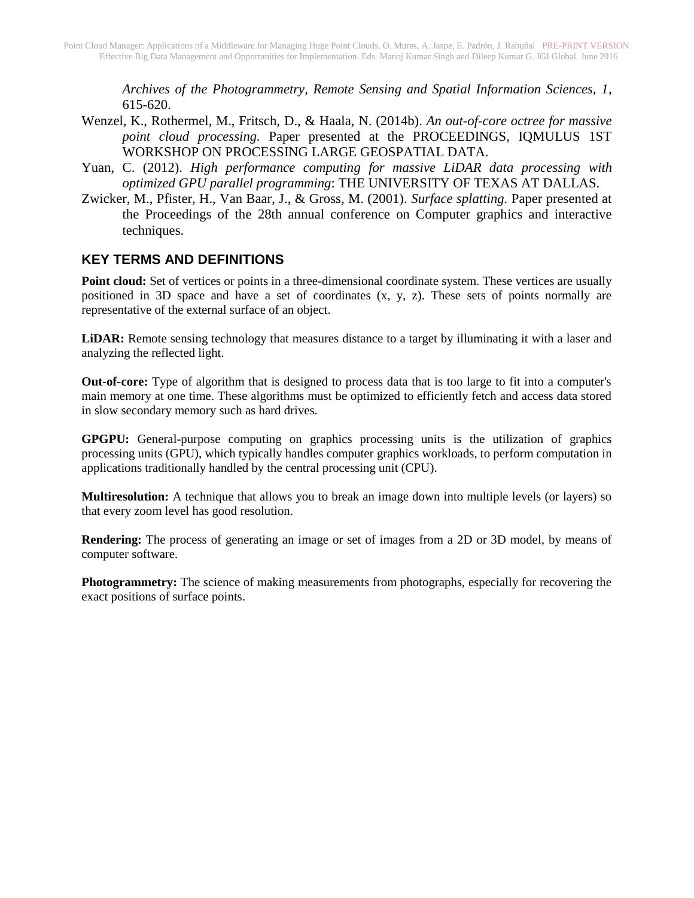*Archives of the Photogrammetry, Remote Sensing and Spatial Information Sciences, 1*, 615-620.

Wenzel, K., Rothermel, M., Fritsch, D., & Haala, N. (2014b). *An out-of-core octree for massive point cloud processing.* Paper presented at the PROCEEDINGS, IQMULUS 1ST WORKSHOP ON PROCESSING LARGE GEOSPATIAL DATA.

Yuan, C. (2012). *High performance computing for massive LiDAR data processing with optimized GPU parallel programming*: THE UNIVERSITY OF TEXAS AT DALLAS.

Zwicker, M., Pfister, H., Van Baar, J., & Gross, M. (2001). *Surface splatting.* Paper presented at the Proceedings of the 28th annual conference on Computer graphics and interactive techniques.

## KEY TERMS AND DEFINITIONS

**Point cloud:** Set of vertices or points in a three-dimensional coordinate system. These vertices are usually positioned in 3D space and have a set of coordinates (x, y, z). These sets of points normally are representative of the external surface of an object.

**LiDAR:** Remote sensing technology that measures distance to a target by illuminating it with a laser and analyzing the reflected light.

**Out-of-core:** Type of algorithm that is designed to process data that is too large to fit into a computer's main memory at one time. These algorithms must be optimized to efficiently fetch and access data stored in slow secondary memory such as hard drives.

**GPGPU:** General-purpose computing on graphics processing units is the utilization of graphics processing units (GPU), which typically handles computer graphics workloads, to perform computation in applications traditionally handled by the central processing unit (CPU).

**Multiresolution:** A technique that allows you to break an image down into multiple levels (or layers) so that every zoom level has good resolution.

**Rendering:** The process of generating an image or set of images from a 2D or 3D model, by means of computer software.

**Photogrammetry:** The science of making measurements from photographs, especially for recovering the exact positions of surface points.